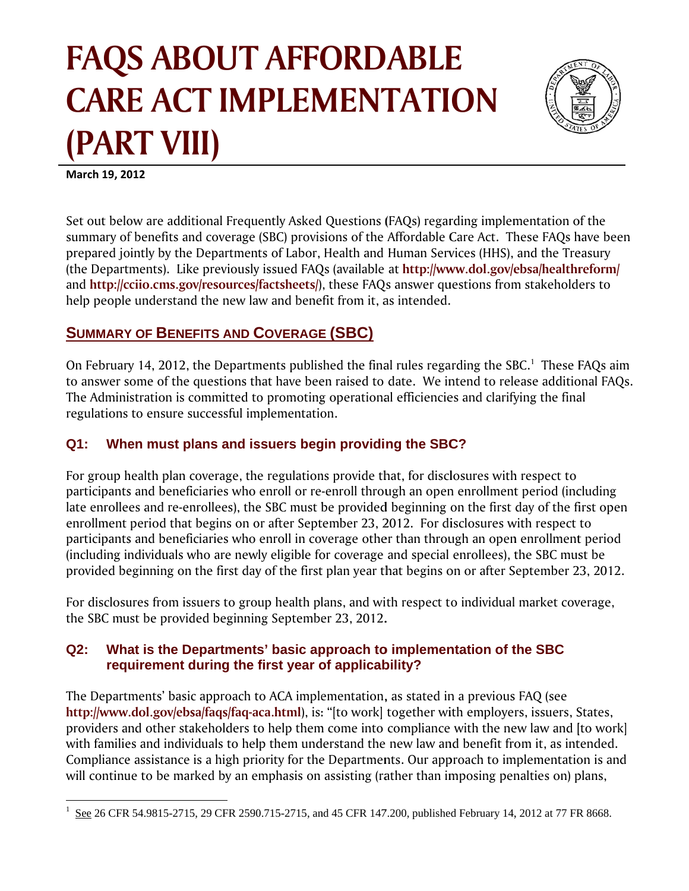# FAQS ABOUT AFFORDABLE CARE ACT IMPLEMENTATION (PART VIII)

**March 19, 2012**

Set out below are additional Frequently Asked Questions (FAQs) regarding implementation of the summary of benefits and coverage (SBC) provisions of the Affordable Care Act. These FAQs have been prepared jointly by the Departments of Labor, Health and Human Services (HHS), and the Treasury (the Departments). Like previously issued FAQs (available at **http://www.dol.gov/ebsa/healthreform/** and **http://cciio.cms.gov/resources/factsheets/**), these FAQs answer questions from stakeholders to help people understand the new law and benefit from it, as intended.

## SUMMARY OF BENEFITS AND COVERAGE (SBC)

On February 14, 2012, the Departments published the final rules regarding the SBC.[1] These FAQs aim to answer some of the questions that have been raised to date. We intend to release additional FAQs. The Administration is committed to promoting operational efficiencies and clarifying the final regulations to ensure successful implementation.

### Q1: When must plans and issuers begin providing the SBC?

For group health plan coverage, the regulations provide that, for disclosures with respect to participants and beneficiaries who enroll or re-enroll through an open enrollment period (including late enrollees and re-enrollees), the SBC must be provided beginning on the first day of the first open enrollment period that begins on or after September 23, 2012. For disclosures with respect to participants and beneficiaries who enroll in coverage other than through an open enrollment period (including individuals who are newly eligible for coverage and special enrollees), the SBC must be provided beginning on the first day of the first plan year that begins on or after September 23, 2012.

For disclosures from issuers to group health plans, and with respect to individual market coverage, the SBC must be provided beginning September 23, 2012.

### Q2: What is the Departments' basic approach to implementation of the SBC requirement during the first year of applicability?

The Departments' basic approach to ACA implementation, as stated in a previous FAQ (see **http://www.dol.gov/ebsa/faqs/faq-aca.html**), is: "[to work] together with employers, issuers, States, providers and other stakeholders to help them come into compliance with the new law and [to work] with families and individuals to help them understand the new law and benefit from it, as intended. Compliance assistance is a high priority for the Departments. Our approach to implementation is and will continue to be marked by an emphasis on assisting (rather than imposing penalties on) plans,

---

[1] See 26 CFR 54.9815-2715, 29 CFR 2590.715-2715, and 45 CFR 147.200, published February 14, 2012 at 77 FR 8668.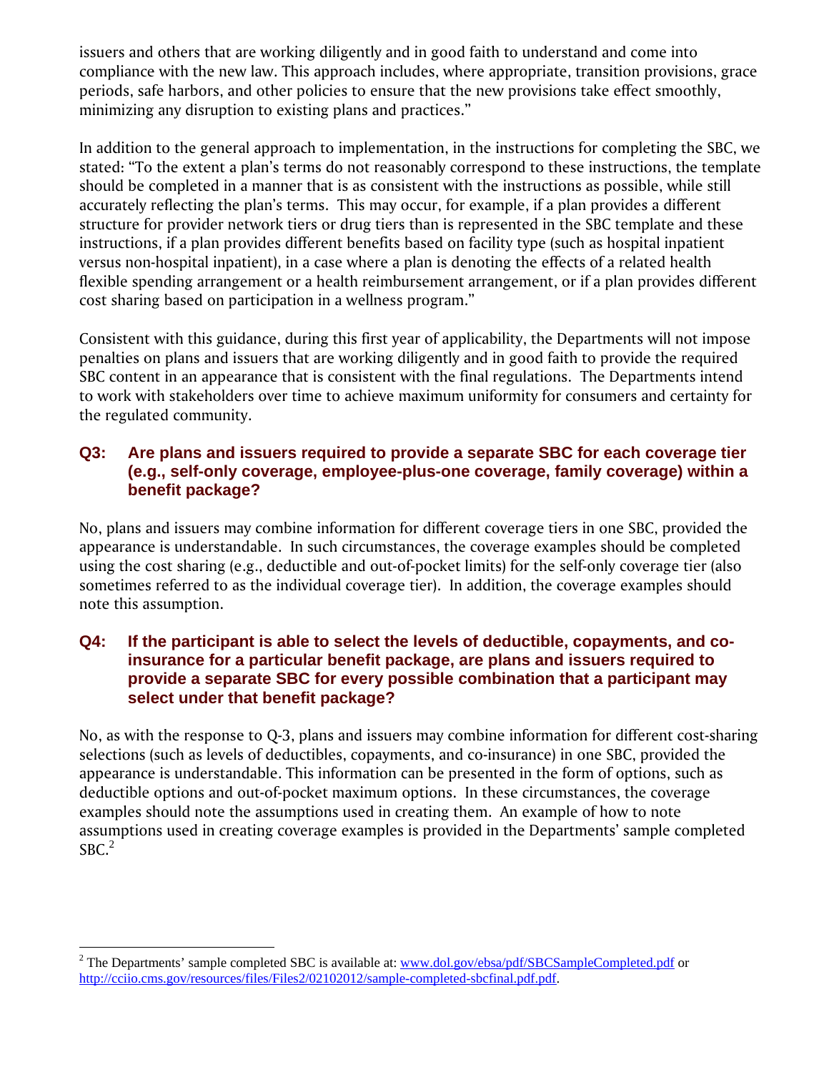issuers and others that are working diligently and in good faith to understand and come into compliance with the new law. This approach includes, where appropriate, transition provisions, grace periods, safe harbors, and other policies to ensure that the new provisions take effect smoothly, minimizing any disruption to existing plans and practices."

In addition to the general approach to implementation, in the instructions for completing the SBC, we stated: "To the extent a plan's terms do not reasonably correspond to these instructions, the template should be completed in a manner that is as consistent with the instructions as possible, while still accurately reflecting the plan's terms. This may occur, for example, if a plan provides a different structure for provider network tiers or drug tiers than is represented in the SBC template and these instructions, if a plan provides different benefits based on facility type (such as hospital inpatient versus non-hospital inpatient), in a case where a plan is denoting the effects of a related health flexible spending arrangement or a health reimbursement arrangement, or if a plan provides different cost sharing based on participation in a wellness program."

Consistent with this guidance, during this first year of applicability, the Departments will not impose penalties on plans and issuers that are working diligently and in good faith to provide the required SBC content in an appearance that is consistent with the final regulations. The Departments intend to work with stakeholders over time to achieve maximum uniformity for consumers and certainty for the regulated community.

### Q3: Are plans and issuers required to provide a separate SBC for each coverage tier (e.g., self-only coverage, employee-plus-one coverage, family coverage) within a benefit package?

No, plans and issuers may combine information for different coverage tiers in one SBC, provided the appearance is understandable. In such circumstances, the coverage examples should be completed using the cost sharing (e.g., deductible and out-of-pocket limits) for the self-only coverage tier (also sometimes referred to as the individual coverage tier). In addition, the coverage examples should note this assumption.

### Q4: If the participant is able to select the levels of deductible, copayments, and co-insurance for a particular benefit package, are plans and issuers required to provide a separate SBC for every possible combination that a participant may select under that benefit package?

No, as with the response to Q-3, plans and issuers may combine information for different cost-sharing selections (such as levels of deductibles, copayments, and co-insurance) in one SBC, provided the appearance is understandable. This information can be presented in the form of options, such as deductible options and out-of-pocket maximum options. In these circumstances, the coverage examples should note the assumptions used in creating them. An example of how to note assumptions used in creating coverage examples is provided in the Departments' sample completed SBC.[2]

---

[2] The Departments' sample completed SBC is available at: www.dol.gov/ebsa/pdf/SBCSampleCompleted.pdf or http://cciio.cms.gov/resources/files/Files2/02102012/sample-completed-sbcfinal.pdf.pdf.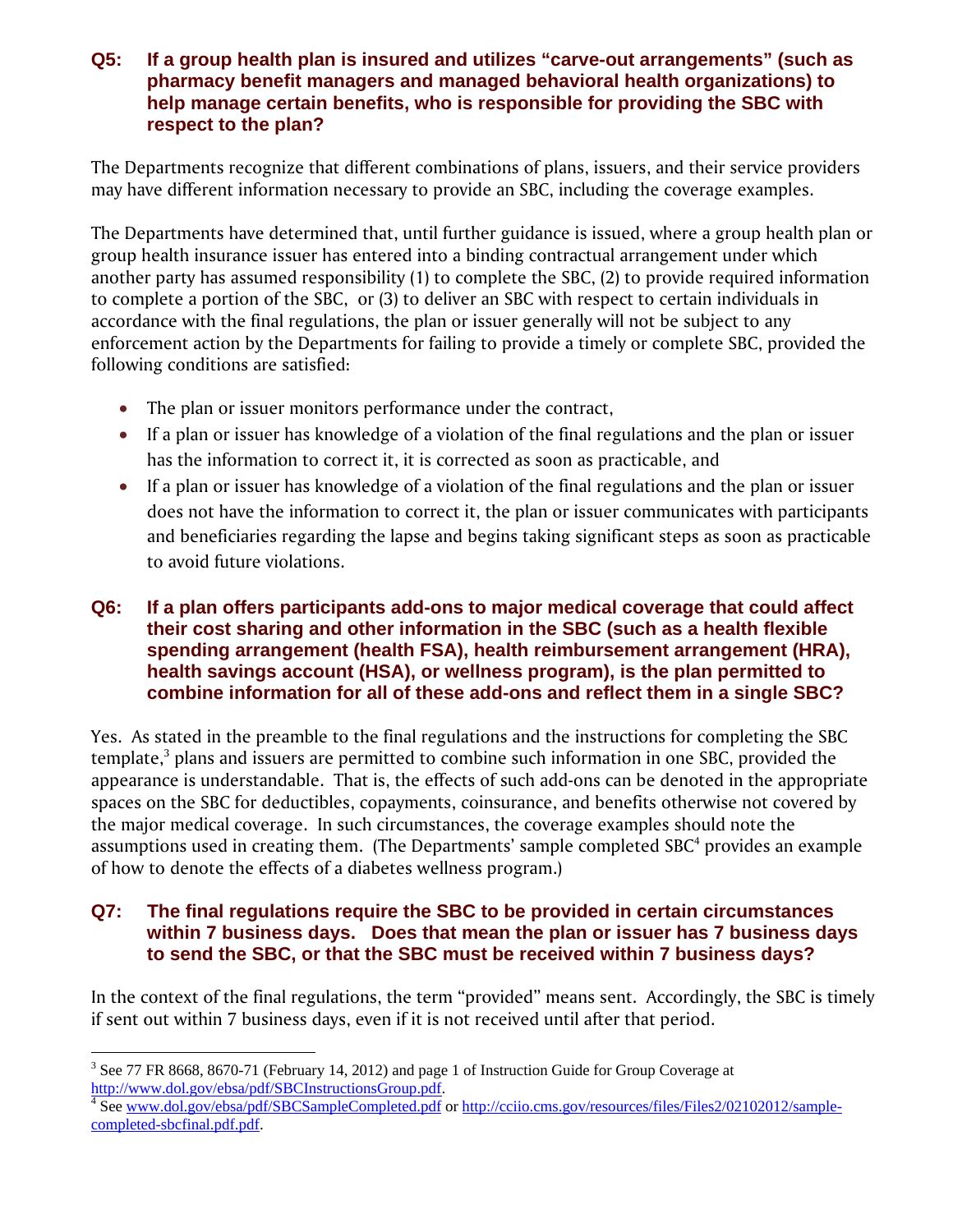### Q5: If a group health plan is insured and utilizes "carve-out arrangements" (such as pharmacy benefit managers and managed behavioral health organizations) to help manage certain benefits, who is responsible for providing the SBC with respect to the plan?

The Departments recognize that different combinations of plans, issuers, and their service providers may have different information necessary to provide an SBC, including the coverage examples.

The Departments have determined that, until further guidance is issued, where a group health plan or group health insurance issuer has entered into a binding contractual arrangement under which another party has assumed responsibility (1) to complete the SBC, (2) to provide required information to complete a portion of the SBC, or (3) to deliver an SBC with respect to certain individuals in accordance with the final regulations, the plan or issuer generally will not be subject to any enforcement action by the Departments for failing to provide a timely or complete SBC, provided the following conditions are satisfied:

- The plan or issuer monitors performance under the contract,
- If a plan or issuer has knowledge of a violation of the final regulations and the plan or issuer has the information to correct it, it is corrected as soon as practicable, and
- If a plan or issuer has knowledge of a violation of the final regulations and the plan or issuer does not have the information to correct it, the plan or issuer communicates with participants and beneficiaries regarding the lapse and begins taking significant steps as soon as practicable to avoid future violations.

### Q6: If a plan offers participants add-ons to major medical coverage that could affect their cost sharing and other information in the SBC (such as a health flexible spending arrangement (health FSA), health reimbursement arrangement (HRA), health savings account (HSA), or wellness program), is the plan permitted to combine information for all of these add-ons and reflect them in a single SBC?

Yes. As stated in the preamble to the final regulations and the instructions for completing the SBC template,[3] plans and issuers are permitted to combine such information in one SBC, provided the appearance is understandable. That is, the effects of such add-ons can be denoted in the appropriate spaces on the SBC for deductibles, copayments, coinsurance, and benefits otherwise not covered by the major medical coverage. In such circumstances, the coverage examples should note the assumptions used in creating them. (The Departments' sample completed SBC[4] provides an example of how to denote the effects of a diabetes wellness program.)

### Q7: The final regulations require the SBC to be provided in certain circumstances within 7 business days. Does that mean the plan or issuer has 7 business days to send the SBC, or that the SBC must be received within 7 business days?

In the context of the final regulations, the term "provided" means sent. Accordingly, the SBC is timely if sent out within 7 business days, even if it is not received until after that period.

---

[3] See 77 FR 8668, 8670-71 (February 14, 2012) and page 1 of Instruction Guide for Group Coverage at http://www.dol.gov/ebsa/pdf/SBCInstructionsGroup.pdf.

[4] See www.dol.gov/ebsa/pdf/SBCSampleCompleted.pdf or http://cciio.cms.gov/resources/files/Files2/02102012/sample-completed-sbcfinal.pdf.pdf.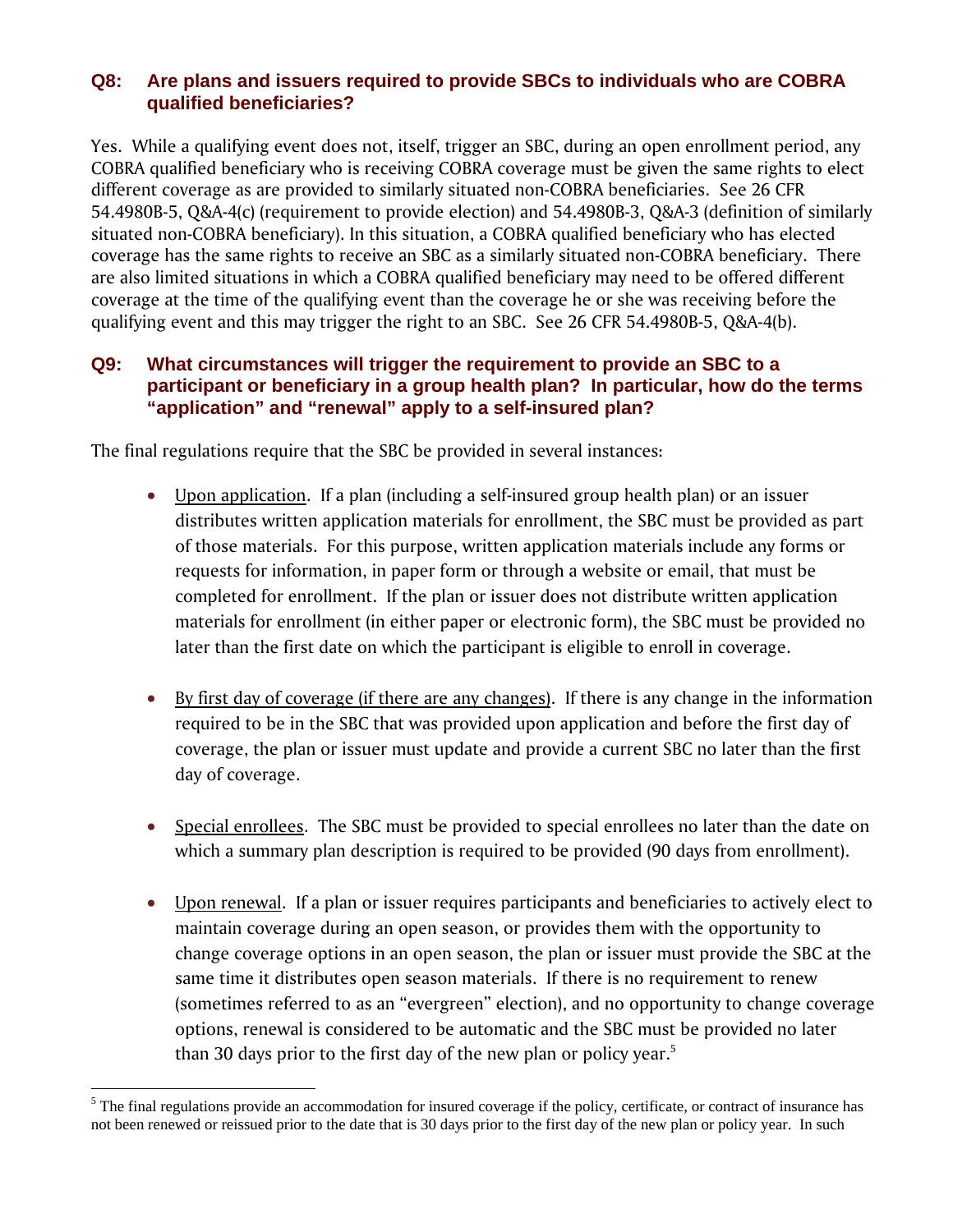### Q8: Are plans and issuers required to provide SBCs to individuals who are COBRA qualified beneficiaries?

Yes. While a qualifying event does not, itself, trigger an SBC, during an open enrollment period, any COBRA qualified beneficiary who is receiving COBRA coverage must be given the same rights to elect different coverage as are provided to similarly situated non-COBRA beneficiaries. See 26 CFR 54.4980B-5, Q&A-4(c) (requirement to provide election) and 54.4980B-3, Q&A-3 (definition of similarly situated non-COBRA beneficiary). In this situation, a COBRA qualified beneficiary who has elected coverage has the same rights to receive an SBC as a similarly situated non-COBRA beneficiary. There are also limited situations in which a COBRA qualified beneficiary may need to be offered different coverage at the time of the qualifying event than the coverage he or she was receiving before the qualifying event and this may trigger the right to an SBC. See 26 CFR 54.4980B-5, Q&A-4(b).

### Q9: What circumstances will trigger the requirement to provide an SBC to a participant or beneficiary in a group health plan? In particular, how do the terms "application" and "renewal" apply to a self-insured plan?

The final regulations require that the SBC be provided in several instances:

- Upon application. If a plan (including a self-insured group health plan) or an issuer distributes written application materials for enrollment, the SBC must be provided as part of those materials. For this purpose, written application materials include any forms or requests for information, in paper form or through a website or email, that must be completed for enrollment. If the plan or issuer does not distribute written application materials for enrollment (in either paper or electronic form), the SBC must be provided no later than the first date on which the participant is eligible to enroll in coverage.

- By first day of coverage (if there are any changes). If there is any change in the information required to be in the SBC that was provided upon application and before the first day of coverage, the plan or issuer must update and provide a current SBC no later than the first day of coverage.

- Special enrollees. The SBC must be provided to special enrollees no later than the date on which a summary plan description is required to be provided (90 days from enrollment).

- Upon renewal. If a plan or issuer requires participants and beneficiaries to actively elect to maintain coverage during an open season, or provides them with the opportunity to change coverage options in an open season, the plan or issuer must provide the SBC at the same time it distributes open season materials. If there is no requirement to renew (sometimes referred to as an "evergreen" election), and no opportunity to change coverage options, renewal is considered to be automatic and the SBC must be provided no later than 30 days prior to the first day of the new plan or policy year.[5]

[5] The final regulations provide an accommodation for insured coverage if the policy, certificate, or contract of insurance has not been renewed or reissued prior to the date that is 30 days prior to the first day of the new plan or policy year. In such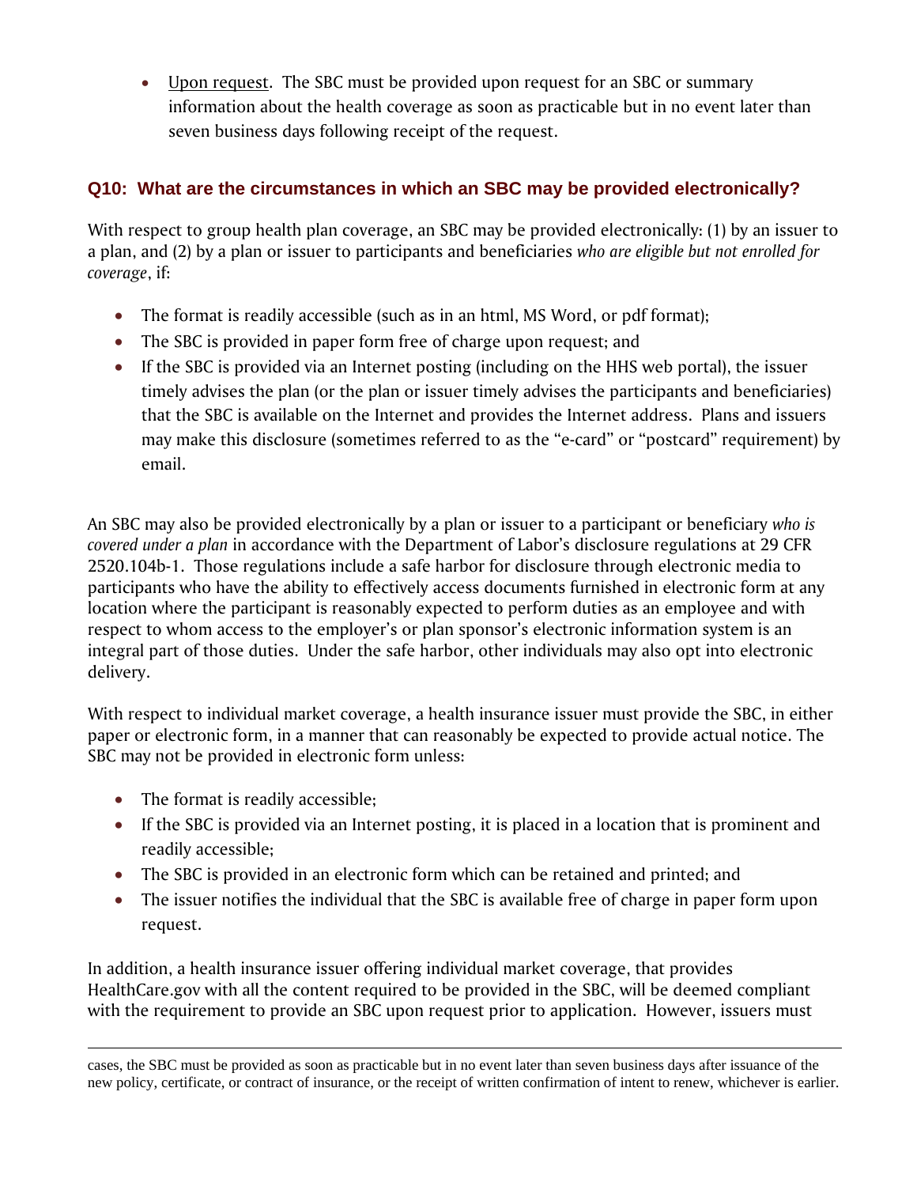- Upon request. The SBC must be provided upon request for an SBC or summary information about the health coverage as soon as practicable but in no event later than seven business days following receipt of the request.

### Q10: What are the circumstances in which an SBC may be provided electronically?

With respect to group health plan coverage, an SBC may be provided electronically: (1) by an issuer to a plan, and (2) by a plan or issuer to participants and beneficiaries *who are eligible but not enrolled for coverage*, if:

- The format is readily accessible (such as in an html, MS Word, or pdf format);
- The SBC is provided in paper form free of charge upon request; and
- If the SBC is provided via an Internet posting (including on the HHS web portal), the issuer timely advises the plan (or the plan or issuer timely advises the participants and beneficiaries) that the SBC is available on the Internet and provides the Internet address. Plans and issuers may make this disclosure (sometimes referred to as the "e-card" or "postcard" requirement) by email.

An SBC may also be provided electronically by a plan or issuer to a participant or beneficiary *who is covered under a plan* in accordance with the Department of Labor's disclosure regulations at 29 CFR 2520.104b-1. Those regulations include a safe harbor for disclosure through electronic media to participants who have the ability to effectively access documents furnished in electronic form at any location where the participant is reasonably expected to perform duties as an employee and with respect to whom access to the employer's or plan sponsor's electronic information system is an integral part of those duties. Under the safe harbor, other individuals may also opt into electronic delivery.

With respect to individual market coverage, a health insurance issuer must provide the SBC, in either paper or electronic form, in a manner that can reasonably be expected to provide actual notice. The SBC may not be provided in electronic form unless:

- The format is readily accessible;
- If the SBC is provided via an Internet posting, it is placed in a location that is prominent and readily accessible;
- The SBC is provided in an electronic form which can be retained and printed; and
- The issuer notifies the individual that the SBC is available free of charge in paper form upon request.

In addition, a health insurance issuer offering individual market coverage, that provides HealthCare.gov with all the content required to be provided in the SBC, will be deemed compliant with the requirement to provide an SBC upon request prior to application. However, issuers must

---

cases, the SBC must be provided as soon as practicable but in no event later than seven business days after issuance of the new policy, certificate, or contract of insurance, or the receipt of written confirmation of intent to renew, whichever is earlier.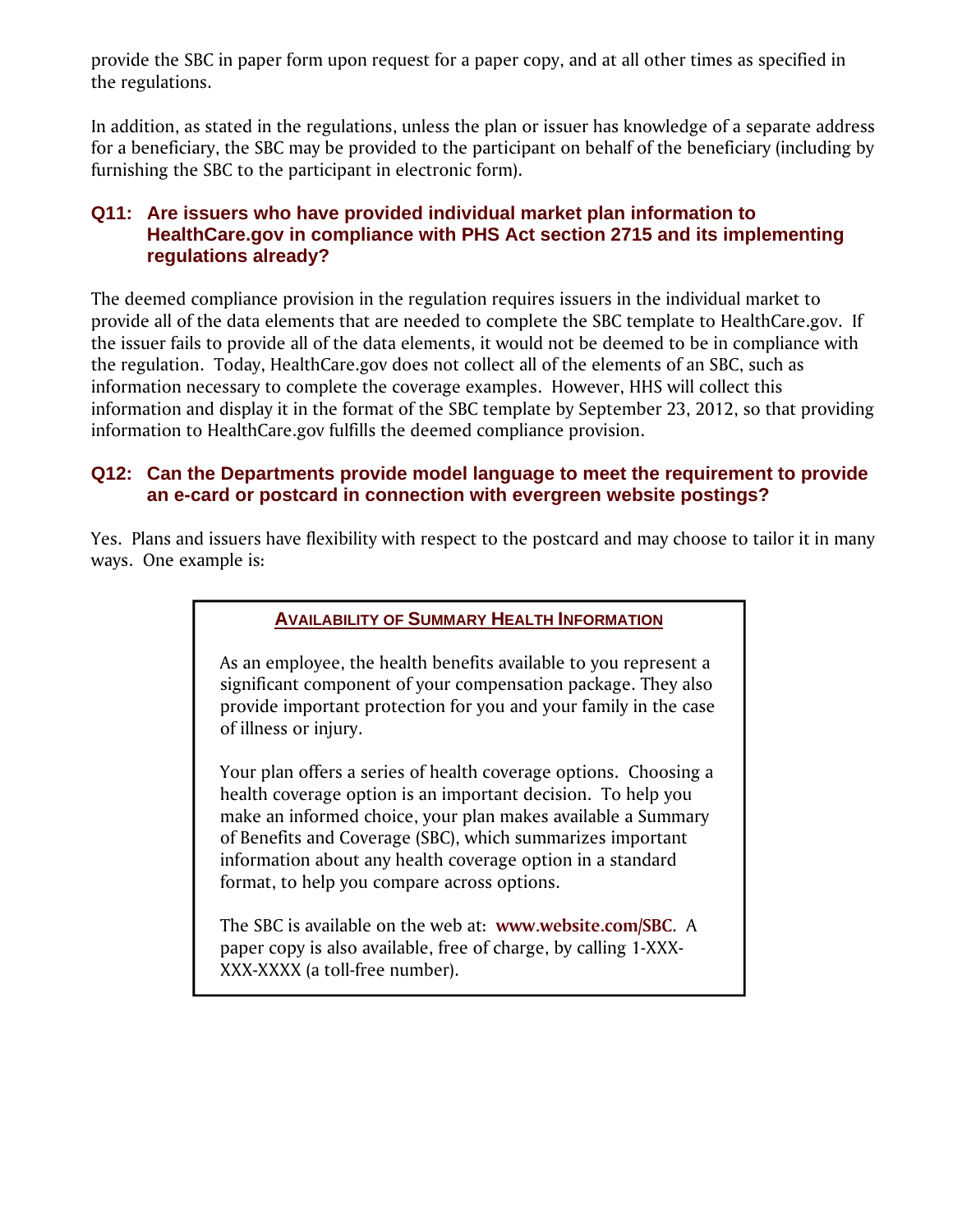provide the SBC in paper form upon request for a paper copy, and at all other times as specified in the regulations.

In addition, as stated in the regulations, unless the plan or issuer has knowledge of a separate address for a beneficiary, the SBC may be provided to the participant on behalf of the beneficiary (including by furnishing the SBC to the participant in electronic form).

### Q11: Are issuers who have provided individual market plan information to HealthCare.gov in compliance with PHS Act section 2715 and its implementing regulations already?

The deemed compliance provision in the regulation requires issuers in the individual market to provide all of the data elements that are needed to complete the SBC template to HealthCare.gov. If the issuer fails to provide all of the data elements, it would not be deemed to be in compliance with the regulation. Today, HealthCare.gov does not collect all of the elements of an SBC, such as information necessary to complete the coverage examples. However, HHS will collect this information and display it in the format of the SBC template by September 23, 2012, so that providing information to HealthCare.gov fulfills the deemed compliance provision.

### Q12: Can the Departments provide model language to meet the requirement to provide an e-card or postcard in connection with evergreen website postings?

Yes. Plans and issuers have flexibility with respect to the postcard and may choose to tailor it in many ways. One example is:

> **AVAILABILITY OF SUMMARY HEALTH INFORMATION**
>
> As an employee, the health benefits available to you represent a significant component of your compensation package. They also provide important protection for you and your family in the case of illness or injury.
>
> Your plan offers a series of health coverage options. Choosing a health coverage option is an important decision. To help you make an informed choice, your plan makes available a Summary of Benefits and Coverage (SBC), which summarizes important information about any health coverage option in a standard format, to help you compare across options.
>
> The SBC is available on the web at: **www.website.com/SBC**. A paper copy is also available, free of charge, by calling 1-XXX-XXX-XXXX (a toll-free number).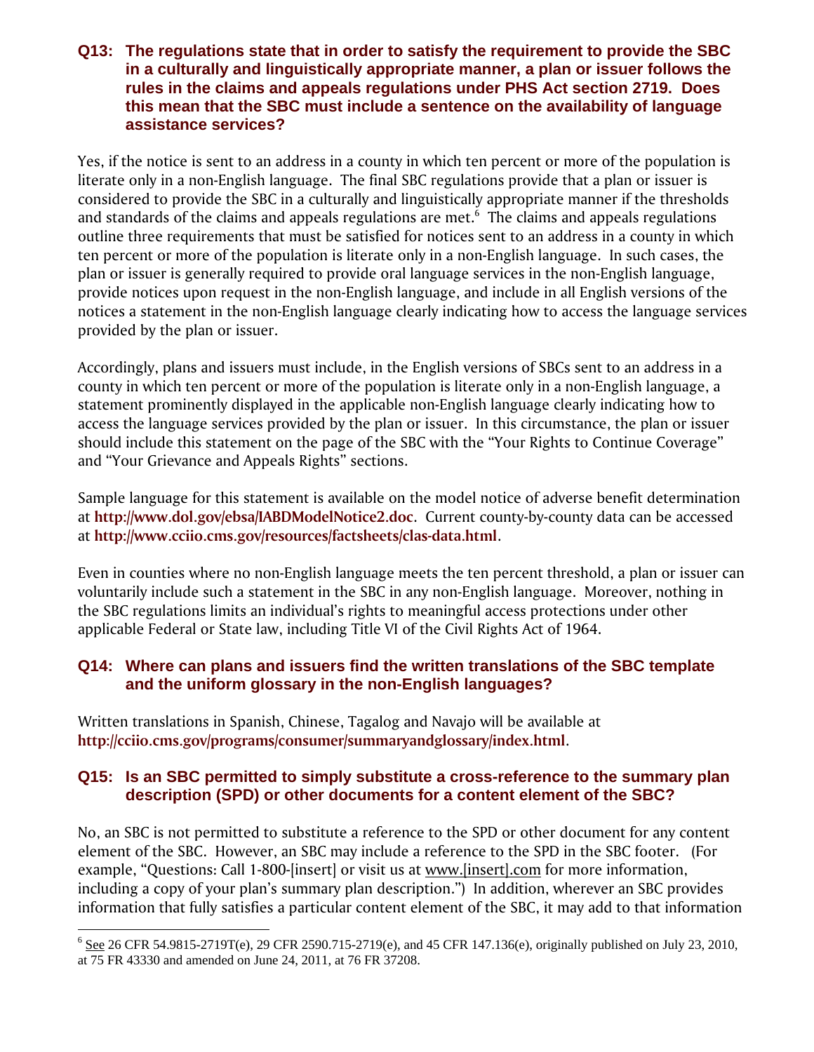### Q13: The regulations state that in order to satisfy the requirement to provide the SBC in a culturally and linguistically appropriate manner, a plan or issuer follows the rules in the claims and appeals regulations under PHS Act section 2719. Does this mean that the SBC must include a sentence on the availability of language assistance services?

Yes, if the notice is sent to an address in a county in which ten percent or more of the population is literate only in a non-English language. The final SBC regulations provide that a plan or issuer is considered to provide the SBC in a culturally and linguistically appropriate manner if the thresholds and standards of the claims and appeals regulations are met.[6] The claims and appeals regulations outline three requirements that must be satisfied for notices sent to an address in a county in which ten percent or more of the population is literate only in a non-English language. In such cases, the plan or issuer is generally required to provide oral language services in the non-English language, provide notices upon request in the non-English language, and include in all English versions of the notices a statement in the non-English language clearly indicating how to access the language services provided by the plan or issuer.

Accordingly, plans and issuers must include, in the English versions of SBCs sent to an address in a county in which ten percent or more of the population is literate only in a non-English language, a statement prominently displayed in the applicable non-English language clearly indicating how to access the language services provided by the plan or issuer. In this circumstance, the plan or issuer should include this statement on the page of the SBC with the "Your Rights to Continue Coverage" and "Your Grievance and Appeals Rights" sections.

Sample language for this statement is available on the model notice of adverse benefit determination at **http://www.dol.gov/ebsa/IABDModelNotice2.doc**. Current county-by-county data can be accessed at **http://www.cciio.cms.gov/resources/factsheets/clas-data.html**.

Even in counties where no non-English language meets the ten percent threshold, a plan or issuer can voluntarily include such a statement in the SBC in any non-English language. Moreover, nothing in the SBC regulations limits an individual's rights to meaningful access protections under other applicable Federal or State law, including Title VI of the Civil Rights Act of 1964.

### Q14: Where can plans and issuers find the written translations of the SBC template and the uniform glossary in the non-English languages?

Written translations in Spanish, Chinese, Tagalog and Navajo will be available at **http://cciio.cms.gov/programs/consumer/summaryandglossary/index.html**.

### Q15: Is an SBC permitted to simply substitute a cross-reference to the summary plan description (SPD) or other documents for a content element of the SBC?

No, an SBC is not permitted to substitute a reference to the SPD or other document for any content element of the SBC. However, an SBC may include a reference to the SPD in the SBC footer. (For example, "Questions: Call 1-800-[insert] or visit us at www.[insert].com for more information, including a copy of your plan's summary plan description.") In addition, wherever an SBC provides information that fully satisfies a particular content element of the SBC, it may add to that information

---

[6] See 26 CFR 54.9815-2719T(e), 29 CFR 2590.715-2719(e), and 45 CFR 147.136(e), originally published on July 23, 2010, at 75 FR 43330 and amended on June 24, 2011, at 76 FR 37208.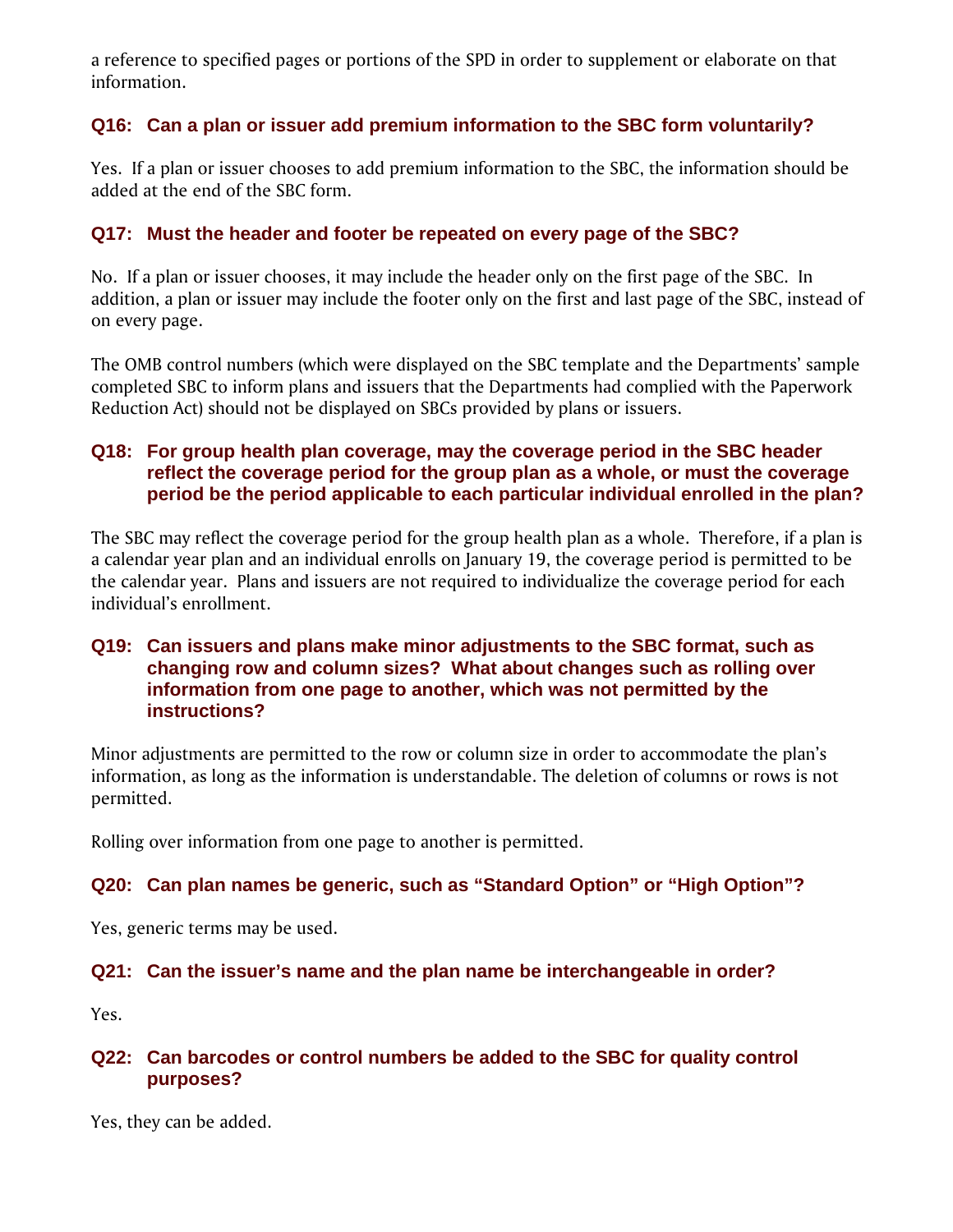a reference to specified pages or portions of the SPD in order to supplement or elaborate on that information.

### Q16: Can a plan or issuer add premium information to the SBC form voluntarily?

Yes. If a plan or issuer chooses to add premium information to the SBC, the information should be added at the end of the SBC form.

### Q17: Must the header and footer be repeated on every page of the SBC?

No. If a plan or issuer chooses, it may include the header only on the first page of the SBC. In addition, a plan or issuer may include the footer only on the first and last page of the SBC, instead of on every page.

The OMB control numbers (which were displayed on the SBC template and the Departments' sample completed SBC to inform plans and issuers that the Departments had complied with the Paperwork Reduction Act) should not be displayed on SBCs provided by plans or issuers.

### Q18: For group health plan coverage, may the coverage period in the SBC header reflect the coverage period for the group plan as a whole, or must the coverage period be the period applicable to each particular individual enrolled in the plan?

The SBC may reflect the coverage period for the group health plan as a whole. Therefore, if a plan is a calendar year plan and an individual enrolls on January 19, the coverage period is permitted to be the calendar year. Plans and issuers are not required to individualize the coverage period for each individual's enrollment.

### Q19: Can issuers and plans make minor adjustments to the SBC format, such as changing row and column sizes? What about changes such as rolling over information from one page to another, which was not permitted by the instructions?

Minor adjustments are permitted to the row or column size in order to accommodate the plan's information, as long as the information is understandable. The deletion of columns or rows is not permitted.

Rolling over information from one page to another is permitted.

### Q20: Can plan names be generic, such as "Standard Option" or "High Option"?

Yes, generic terms may be used.

### Q21: Can the issuer's name and the plan name be interchangeable in order?

Yes.

### Q22: Can barcodes or control numbers be added to the SBC for quality control purposes?

Yes, they can be added.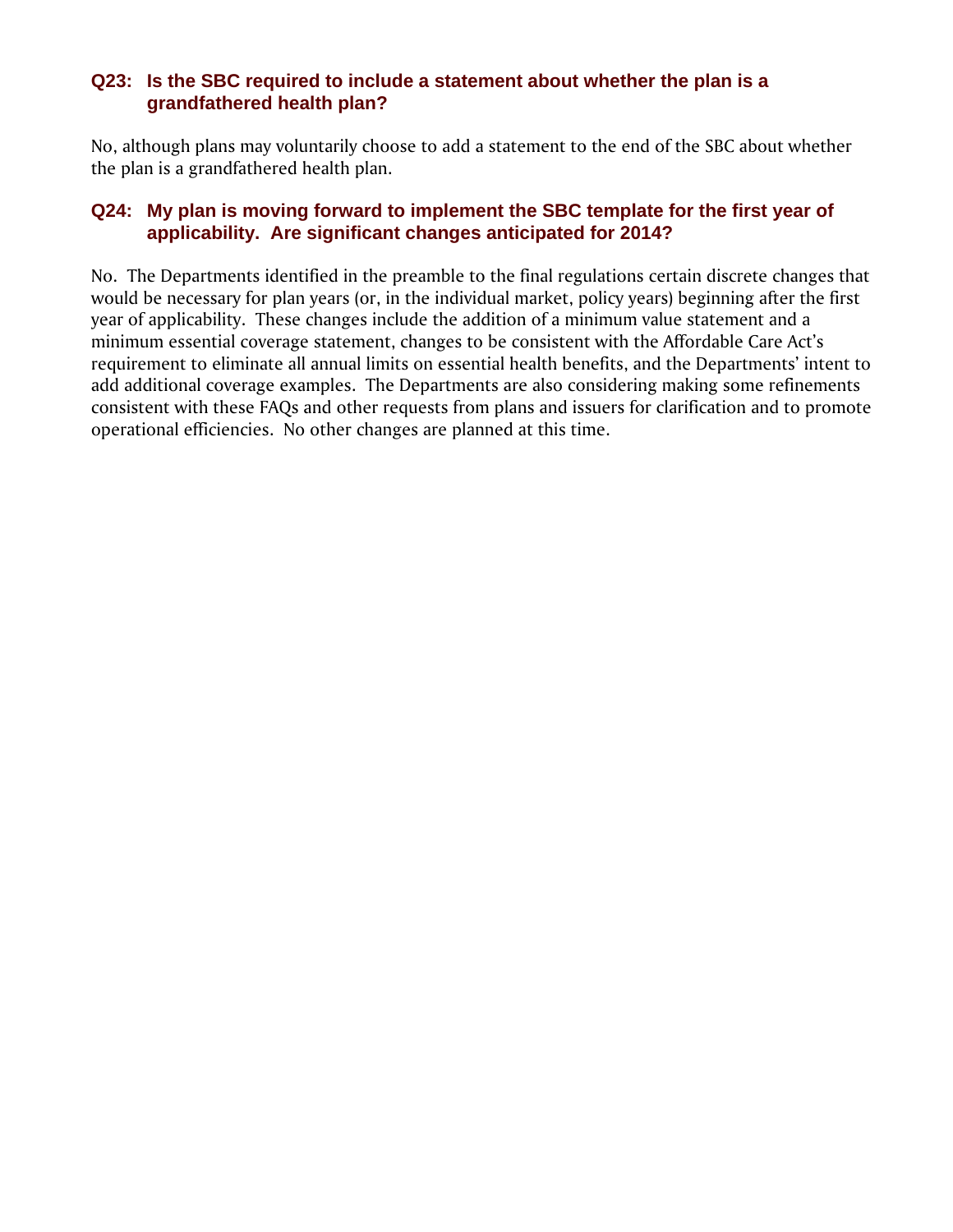### Q23: Is the SBC required to include a statement about whether the plan is a grandfathered health plan?

No, although plans may voluntarily choose to add a statement to the end of the SBC about whether the plan is a grandfathered health plan.

### Q24: My plan is moving forward to implement the SBC template for the first year of applicability. Are significant changes anticipated for 2014?

No. The Departments identified in the preamble to the final regulations certain discrete changes that would be necessary for plan years (or, in the individual market, policy years) beginning after the first year of applicability. These changes include the addition of a minimum value statement and a minimum essential coverage statement, changes to be consistent with the Affordable Care Act's requirement to eliminate all annual limits on essential health benefits, and the Departments' intent to add additional coverage examples. The Departments are also considering making some refinements consistent with these FAQs and other requests from plans and issuers for clarification and to promote operational efficiencies. No other changes are planned at this time.